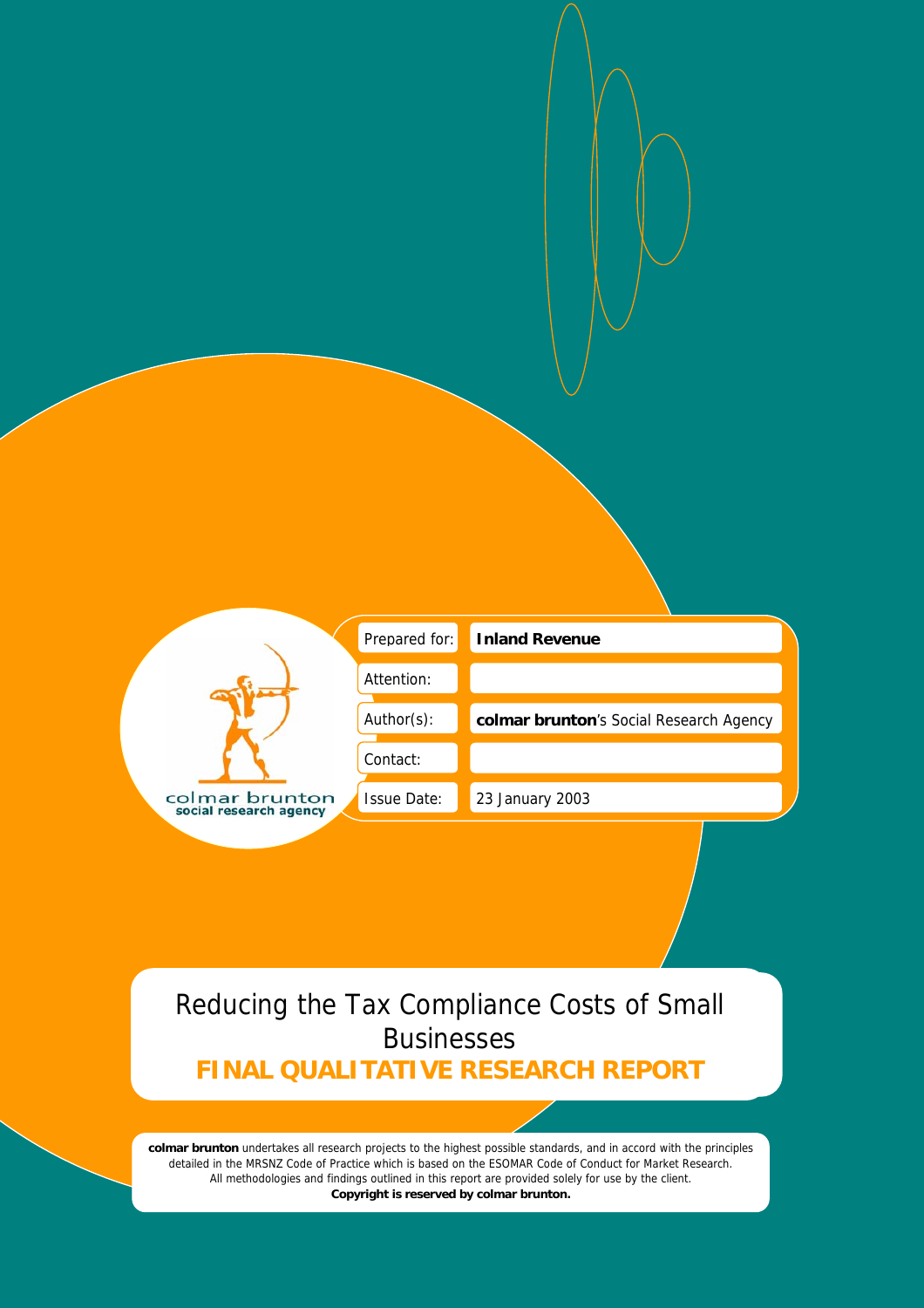colmar brunton
social research agency

| | |
|---|---|
| Prepared for: | **Inland Revenue** |
| Attention: | |
| Author(s): | **colmar brunton**'s Social Research Agency |
| Contact: | |
| Issue Date: | 23 January 2003 |

# Reducing the Tax Compliance Costs of Small Businesses

## FINAL QUALITATIVE RESEARCH REPORT

**colmar brunton** undertakes all research projects to the highest possible standards, and in accord with the principles detailed in the MRSNZ Code of Practice which is based on the ESOMAR Code of Conduct for Market Research. All methodologies and findings outlined in this report are provided solely for use by the client.
**Copyright is reserved by colmar brunton.**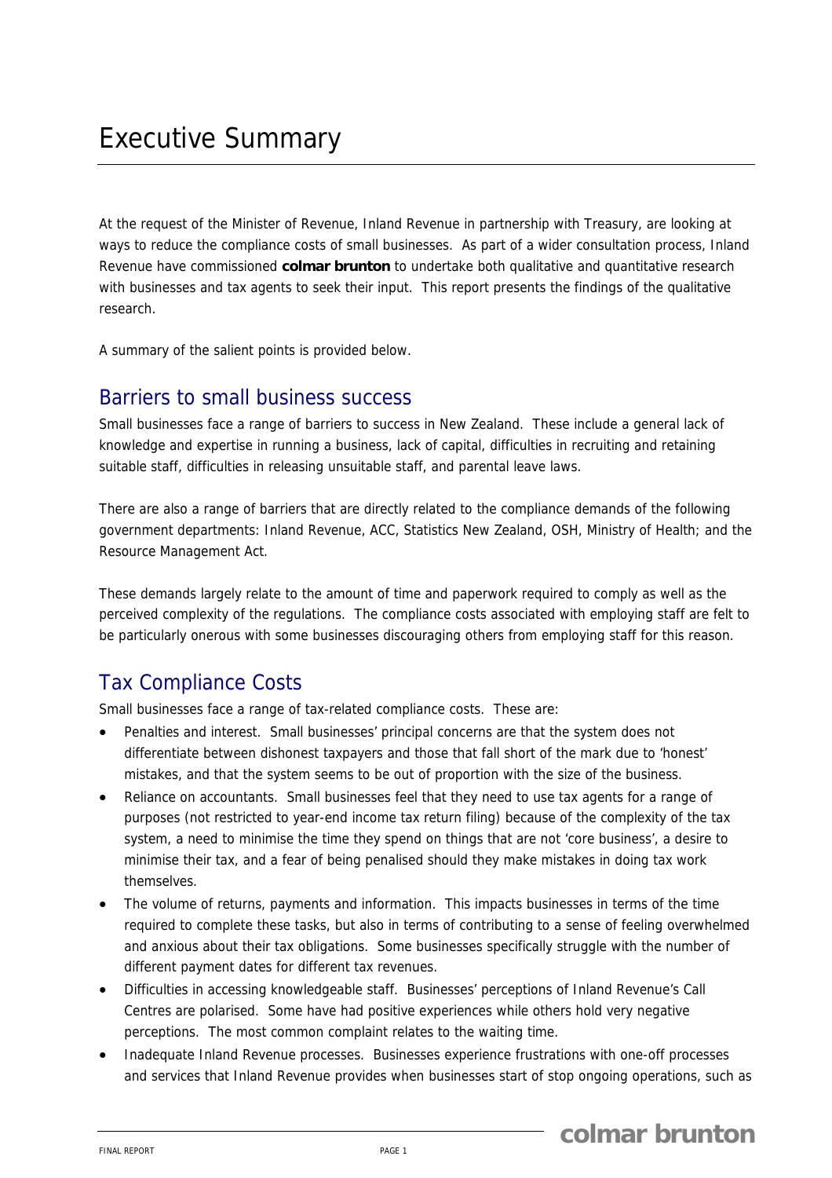# Executive Summary

At the request of the Minister of Revenue, Inland Revenue in partnership with Treasury, are looking at ways to reduce the compliance costs of small businesses. As part of a wider consultation process, Inland Revenue have commissioned **colmar brunton** to undertake both qualitative and quantitative research with businesses and tax agents to seek their input. This report presents the findings of the qualitative research.

A summary of the salient points is provided below.

## Barriers to small business success

Small businesses face a range of barriers to success in New Zealand. These include a general lack of knowledge and expertise in running a business, lack of capital, difficulties in recruiting and retaining suitable staff, difficulties in releasing unsuitable staff, and parental leave laws.

There are also a range of barriers that are directly related to the compliance demands of the following government departments: Inland Revenue, ACC, Statistics New Zealand, OSH, Ministry of Health; and the Resource Management Act.

These demands largely relate to the amount of time and paperwork required to comply as well as the perceived complexity of the regulations. The compliance costs associated with employing staff are felt to be particularly onerous with some businesses discouraging others from employing staff for this reason.

## Tax Compliance Costs

Small businesses face a range of tax-related compliance costs. These are:

- Penalties and interest. Small businesses' principal concerns are that the system does not differentiate between dishonest taxpayers and those that fall short of the mark due to 'honest' mistakes, and that the system seems to be out of proportion with the size of the business.
- Reliance on accountants. Small businesses feel that they need to use tax agents for a range of purposes (not restricted to year-end income tax return filing) because of the complexity of the tax system, a need to minimise the time they spend on things that are not 'core business', a desire to minimise their tax, and a fear of being penalised should they make mistakes in doing tax work themselves.
- The volume of returns, payments and information. This impacts businesses in terms of the time required to complete these tasks, but also in terms of contributing to a sense of feeling overwhelmed and anxious about their tax obligations. Some businesses specifically struggle with the number of different payment dates for different tax revenues.
- Difficulties in accessing knowledgeable staff. Businesses' perceptions of Inland Revenue's Call Centres are polarised. Some have had positive experiences while others hold very negative perceptions. The most common complaint relates to the waiting time.
- Inadequate Inland Revenue processes. Businesses experience frustrations with one-off processes and services that Inland Revenue provides when businesses start of stop ongoing operations, such as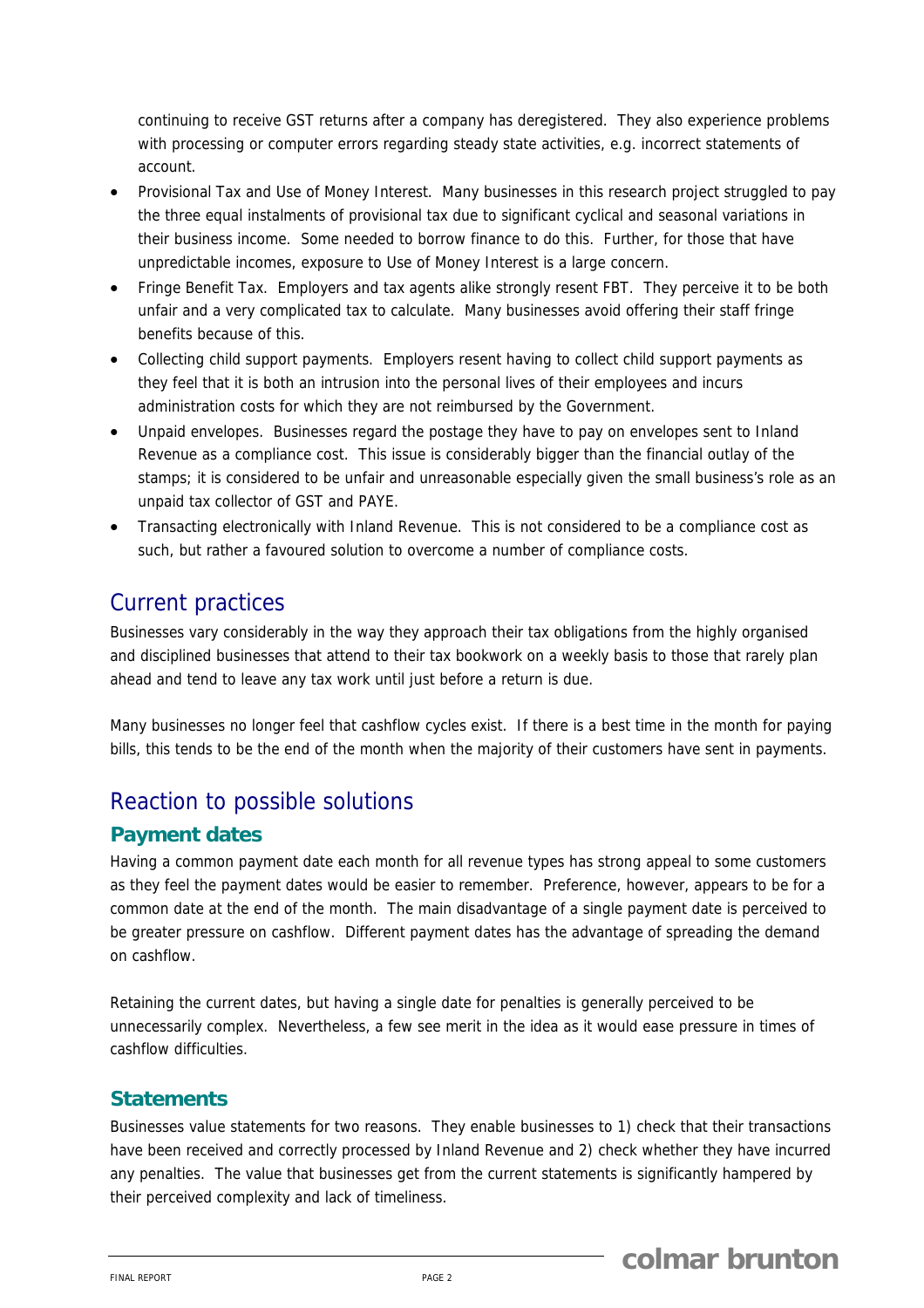continuing to receive GST returns after a company has deregistered. They also experience problems with processing or computer errors regarding steady state activities, e.g. incorrect statements of account.

- Provisional Tax and Use of Money Interest. Many businesses in this research project struggled to pay the three equal instalments of provisional tax due to significant cyclical and seasonal variations in their business income. Some needed to borrow finance to do this. Further, for those that have unpredictable incomes, exposure to Use of Money Interest is a large concern.
- Fringe Benefit Tax. Employers and tax agents alike strongly resent FBT. They perceive it to be both unfair and a very complicated tax to calculate. Many businesses avoid offering their staff fringe benefits because of this.
- Collecting child support payments. Employers resent having to collect child support payments as they feel that it is both an intrusion into the personal lives of their employees and incurs administration costs for which they are not reimbursed by the Government.
- Unpaid envelopes. Businesses regard the postage they have to pay on envelopes sent to Inland Revenue as a compliance cost. This issue is considerably bigger than the financial outlay of the stamps; it is considered to be unfair and unreasonable especially given the small business's role as an unpaid tax collector of GST and PAYE.
- Transacting electronically with Inland Revenue. This is not considered to be a compliance cost as such, but rather a favoured solution to overcome a number of compliance costs.

## Current practices

Businesses vary considerably in the way they approach their tax obligations from the highly organised and disciplined businesses that attend to their tax bookwork on a weekly basis to those that rarely plan ahead and tend to leave any tax work until just before a return is due.

Many businesses no longer feel that cashflow cycles exist. If there is a best time in the month for paying bills, this tends to be the end of the month when the majority of their customers have sent in payments.

## Reaction to possible solutions

### Payment dates

Having a common payment date each month for all revenue types has strong appeal to some customers as they feel the payment dates would be easier to remember. Preference, however, appears to be for a common date at the end of the month. The main disadvantage of a single payment date is perceived to be greater pressure on cashflow. Different payment dates has the advantage of spreading the demand on cashflow.

Retaining the current dates, but having a single date for penalties is generally perceived to be unnecessarily complex. Nevertheless, a few see merit in the idea as it would ease pressure in times of cashflow difficulties.

### Statements

Businesses value statements for two reasons. They enable businesses to 1) check that their transactions have been received and correctly processed by Inland Revenue and 2) check whether they have incurred any penalties. The value that businesses get from the current statements is significantly hampered by their perceived complexity and lack of timeliness.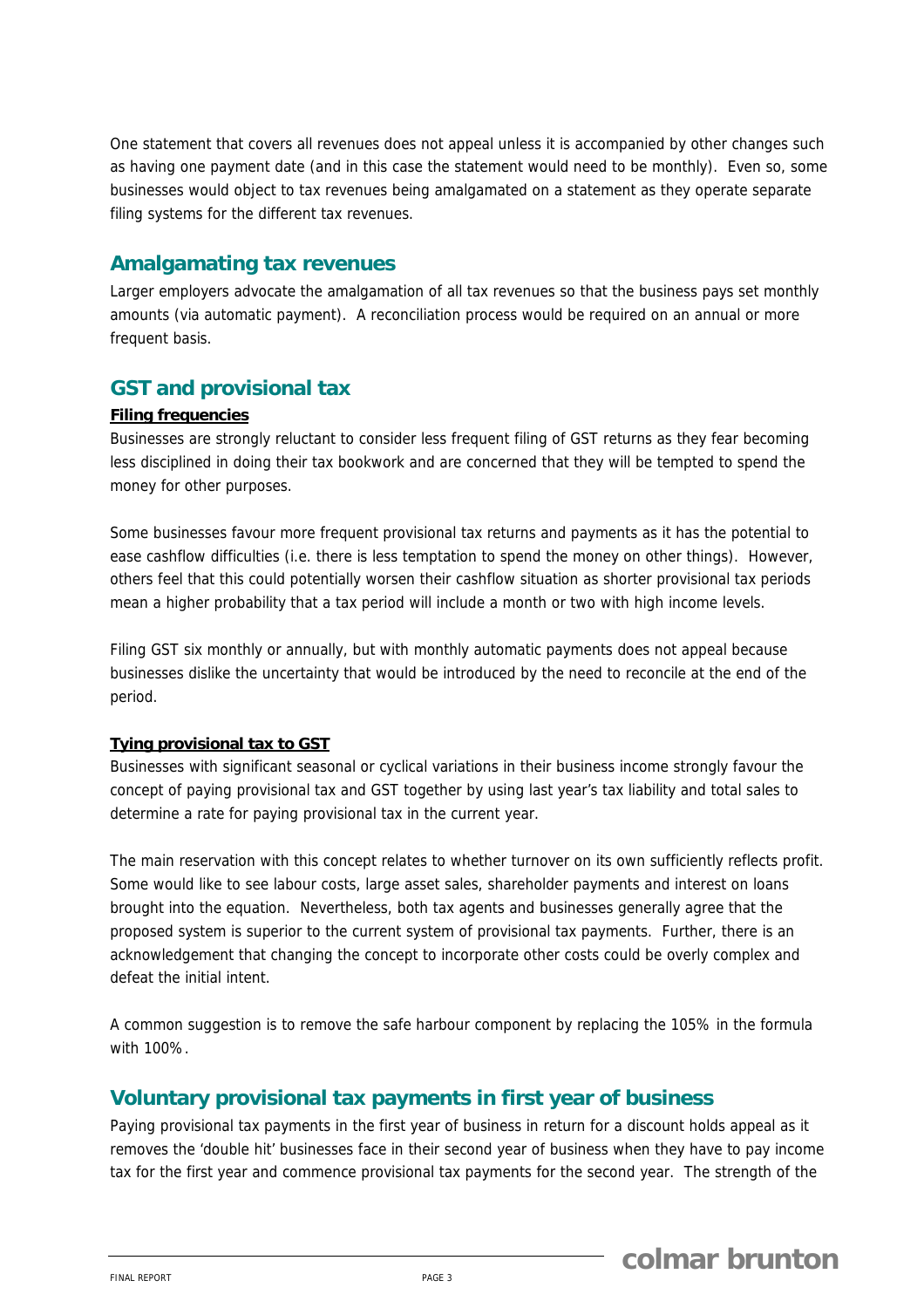One statement that covers all revenues does not appeal unless it is accompanied by other changes such as having one payment date (and in this case the statement would need to be monthly). Even so, some businesses would object to tax revenues being amalgamated on a statement as they operate separate filing systems for the different tax revenues.

## Amalgamating tax revenues

Larger employers advocate the amalgamation of all tax revenues so that the business pays set monthly amounts (via automatic payment). A reconciliation process would be required on an annual or more frequent basis.

## GST and provisional tax

**Filing frequencies**

Businesses are strongly reluctant to consider less frequent filing of GST returns as they fear becoming less disciplined in doing their tax bookwork and are concerned that they will be tempted to spend the money for other purposes.

Some businesses favour more frequent provisional tax returns and payments as it has the potential to ease cashflow difficulties (i.e. there is less temptation to spend the money on other things). However, others feel that this could potentially worsen their cashflow situation as shorter provisional tax periods mean a higher probability that a tax period will include a month or two with high income levels.

Filing GST six monthly or annually, but with monthly automatic payments does not appeal because businesses dislike the uncertainty that would be introduced by the need to reconcile at the end of the period.

**Tying provisional tax to GST**

Businesses with significant seasonal or cyclical variations in their business income strongly favour the concept of paying provisional tax and GST together by using last year's tax liability and total sales to determine a rate for paying provisional tax in the current year.

The main reservation with this concept relates to whether turnover on its own sufficiently reflects profit. Some would like to see labour costs, large asset sales, shareholder payments and interest on loans brought into the equation. Nevertheless, both tax agents and businesses generally agree that the proposed system is superior to the current system of provisional tax payments. Further, there is an acknowledgement that changing the concept to incorporate other costs could be overly complex and defeat the initial intent.

A common suggestion is to remove the safe harbour component by replacing the 105% in the formula with 100%.

## Voluntary provisional tax payments in first year of business

Paying provisional tax payments in the first year of business in return for a discount holds appeal as it removes the 'double hit' businesses face in their second year of business when they have to pay income tax for the first year and commence provisional tax payments for the second year. The strength of the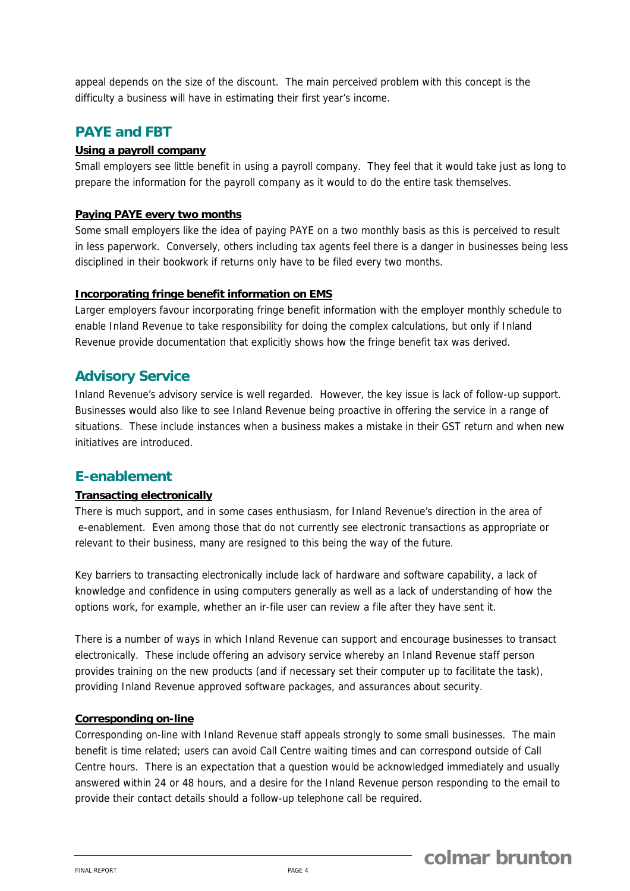appeal depends on the size of the discount. The main perceived problem with this concept is the difficulty a business will have in estimating their first year's income.

## PAYE and FBT

### Using a payroll company

Small employers see little benefit in using a payroll company. They feel that it would take just as long to prepare the information for the payroll company as it would to do the entire task themselves.

### Paying PAYE every two months

Some small employers like the idea of paying PAYE on a two monthly basis as this is perceived to result in less paperwork. Conversely, others including tax agents feel there is a danger in businesses being less disciplined in their bookwork if returns only have to be filed every two months.

### Incorporating fringe benefit information on EMS

Larger employers favour incorporating fringe benefit information with the employer monthly schedule to enable Inland Revenue to take responsibility for doing the complex calculations, but only if Inland Revenue provide documentation that explicitly shows how the fringe benefit tax was derived.

## Advisory Service

Inland Revenue's advisory service is well regarded. However, the key issue is lack of follow-up support. Businesses would also like to see Inland Revenue being proactive in offering the service in a range of situations. These include instances when a business makes a mistake in their GST return and when new initiatives are introduced.

## E-enablement

### Transacting electronically

There is much support, and in some cases enthusiasm, for Inland Revenue's direction in the area of e-enablement. Even among those that do not currently see electronic transactions as appropriate or relevant to their business, many are resigned to this being the way of the future.

Key barriers to transacting electronically include lack of hardware and software capability, a lack of knowledge and confidence in using computers generally as well as a lack of understanding of how the options work, for example, whether an ir-file user can review a file after they have sent it.

There is a number of ways in which Inland Revenue can support and encourage businesses to transact electronically. These include offering an advisory service whereby an Inland Revenue staff person provides training on the new products (and if necessary set their computer up to facilitate the task), providing Inland Revenue approved software packages, and assurances about security.

### Corresponding on-line

Corresponding on-line with Inland Revenue staff appeals strongly to some small businesses. The main benefit is time related; users can avoid Call Centre waiting times and can correspond outside of Call Centre hours. There is an expectation that a question would be acknowledged immediately and usually answered within 24 or 48 hours, and a desire for the Inland Revenue person responding to the email to provide their contact details should a follow-up telephone call be required.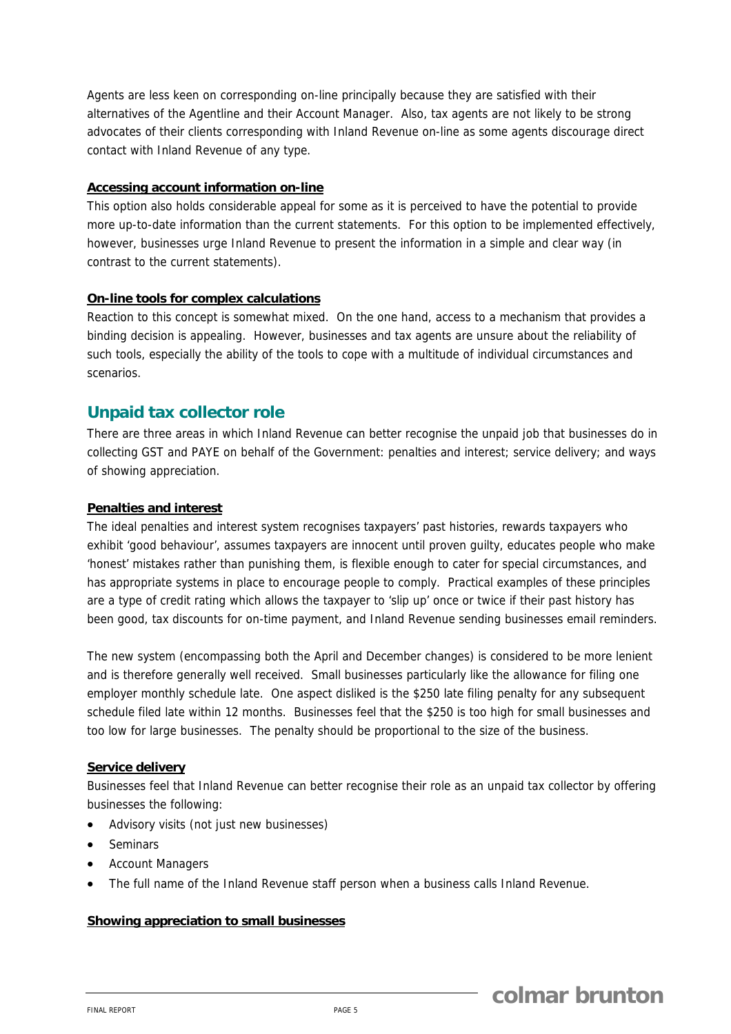Agents are less keen on corresponding on-line principally because they are satisfied with their alternatives of the Agentline and their Account Manager. Also, tax agents are not likely to be strong advocates of their clients corresponding with Inland Revenue on-line as some agents discourage direct contact with Inland Revenue of any type.

**Accessing account information on-line**

This option also holds considerable appeal for some as it is perceived to have the potential to provide more up-to-date information than the current statements. For this option to be implemented effectively, however, businesses urge Inland Revenue to present the information in a simple and clear way (in contrast to the current statements).

**On-line tools for complex calculations**

Reaction to this concept is somewhat mixed. On the one hand, access to a mechanism that provides a binding decision is appealing. However, businesses and tax agents are unsure about the reliability of such tools, especially the ability of the tools to cope with a multitude of individual circumstances and scenarios.

## Unpaid tax collector role

There are three areas in which Inland Revenue can better recognise the unpaid job that businesses do in collecting GST and PAYE on behalf of the Government: penalties and interest; service delivery; and ways of showing appreciation.

**Penalties and interest**

The ideal penalties and interest system recognises taxpayers' past histories, rewards taxpayers who exhibit 'good behaviour', assumes taxpayers are innocent until proven guilty, educates people who make 'honest' mistakes rather than punishing them, is flexible enough to cater for special circumstances, and has appropriate systems in place to encourage people to comply. Practical examples of these principles are a type of credit rating which allows the taxpayer to 'slip up' once or twice if their past history has been good, tax discounts for on-time payment, and Inland Revenue sending businesses email reminders.

The new system (encompassing both the April and December changes) is considered to be more lenient and is therefore generally well received. Small businesses particularly like the allowance for filing one employer monthly schedule late. One aspect disliked is the $250 late filing penalty for any subsequent schedule filed late within 12 months. Businesses feel that the $250 is too high for small businesses and too low for large businesses. The penalty should be proportional to the size of the business.

**Service delivery**

Businesses feel that Inland Revenue can better recognise their role as an unpaid tax collector by offering businesses the following:

- Advisory visits (not just new businesses)
- Seminars
- Account Managers
- The full name of the Inland Revenue staff person when a business calls Inland Revenue.

**Showing appreciation to small businesses**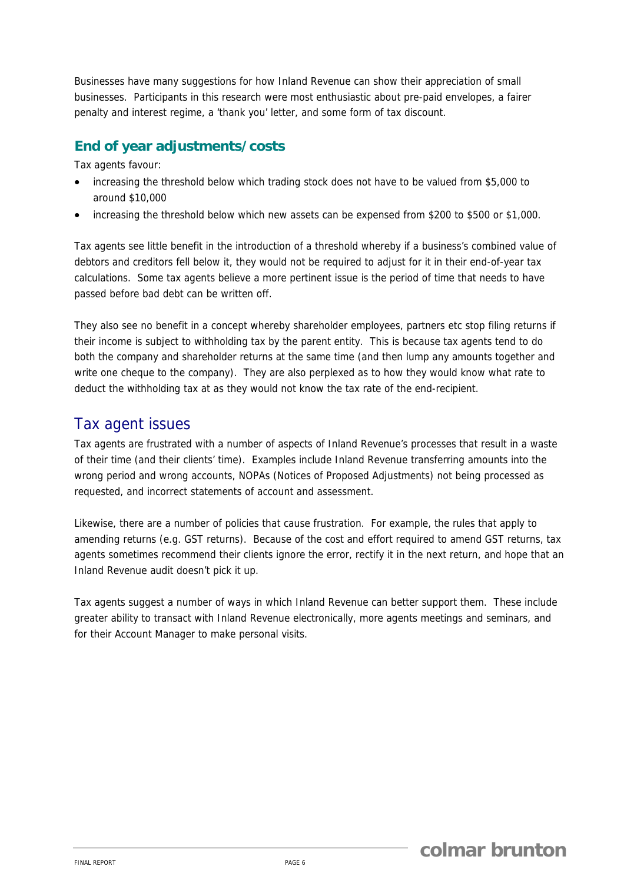Businesses have many suggestions for how Inland Revenue can show their appreciation of small businesses. Participants in this research were most enthusiastic about pre-paid envelopes, a fairer penalty and interest regime, a 'thank you' letter, and some form of tax discount.

### End of year adjustments/costs

Tax agents favour:

- increasing the threshold below which trading stock does not have to be valued from $5,000 to around $10,000
- increasing the threshold below which new assets can be expensed from $200 to $500 or $1,000.

Tax agents see little benefit in the introduction of a threshold whereby if a business's combined value of debtors and creditors fell below it, they would not be required to adjust for it in their end-of-year tax calculations. Some tax agents believe a more pertinent issue is the period of time that needs to have passed before bad debt can be written off.

They also see no benefit in a concept whereby shareholder employees, partners etc stop filing returns if their income is subject to withholding tax by the parent entity. This is because tax agents tend to do both the company and shareholder returns at the same time (and then lump any amounts together and write one cheque to the company). They are also perplexed as to how they would know what rate to deduct the withholding tax at as they would not know the tax rate of the end-recipient.

## Tax agent issues

Tax agents are frustrated with a number of aspects of Inland Revenue's processes that result in a waste of their time (and their clients' time). Examples include Inland Revenue transferring amounts into the wrong period and wrong accounts, NOPAs (Notices of Proposed Adjustments) not being processed as requested, and incorrect statements of account and assessment.

Likewise, there are a number of policies that cause frustration. For example, the rules that apply to amending returns (e.g. GST returns). Because of the cost and effort required to amend GST returns, tax agents sometimes recommend their clients ignore the error, rectify it in the next return, and hope that an Inland Revenue audit doesn't pick it up.

Tax agents suggest a number of ways in which Inland Revenue can better support them. These include greater ability to transact with Inland Revenue electronically, more agents meetings and seminars, and for their Account Manager to make personal visits.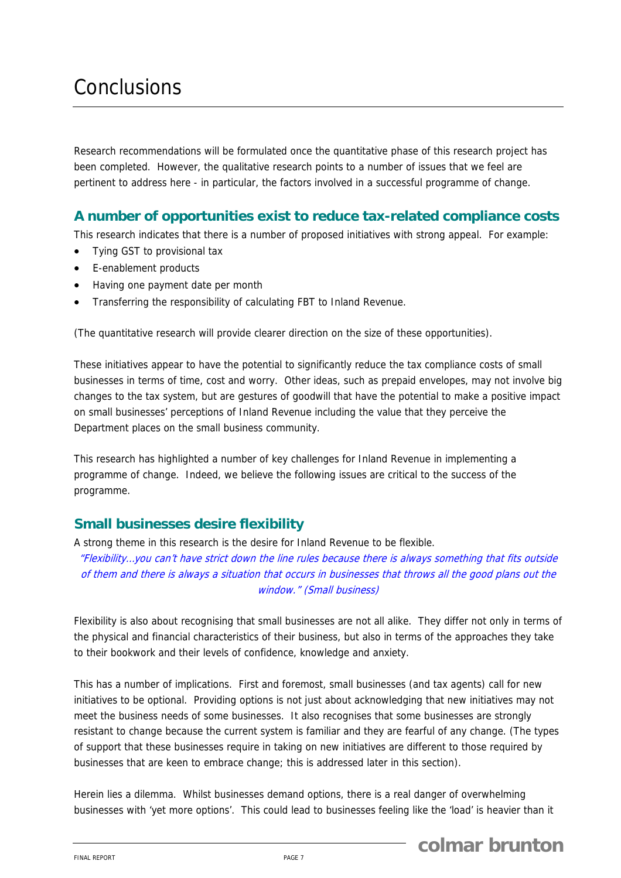# Conclusions

Research recommendations will be formulated once the quantitative phase of this research project has been completed. However, the qualitative research points to a number of issues that we feel are pertinent to address here - in particular, the factors involved in a successful programme of change.

## A number of opportunities exist to reduce tax-related compliance costs

This research indicates that there is a number of proposed initiatives with strong appeal. For example:

- Tying GST to provisional tax
- E-enablement products
- Having one payment date per month
- Transferring the responsibility of calculating FBT to Inland Revenue.

(The quantitative research will provide clearer direction on the size of these opportunities).

These initiatives appear to have the potential to significantly reduce the tax compliance costs of small businesses in terms of time, cost and worry. Other ideas, such as prepaid envelopes, may not involve big changes to the tax system, but are gestures of goodwill that have the potential to make a positive impact on small businesses' perceptions of Inland Revenue including the value that they perceive the Department places on the small business community.

This research has highlighted a number of key challenges for Inland Revenue in implementing a programme of change. Indeed, we believe the following issues are critical to the success of the programme.

## Small businesses desire flexibility

A strong theme in this research is the desire for Inland Revenue to be flexible.

*"Flexibility…you can't have strict down the line rules because there is always something that fits outside of them and there is always a situation that occurs in businesses that throws all the good plans out the window." (Small business)*

Flexibility is also about recognising that small businesses are not all alike. They differ not only in terms of the physical and financial characteristics of their business, but also in terms of the approaches they take to their bookwork and their levels of confidence, knowledge and anxiety.

This has a number of implications. First and foremost, small businesses (and tax agents) call for new initiatives to be optional. Providing options is not just about acknowledging that new initiatives may not meet the business needs of some businesses. It also recognises that some businesses are strongly resistant to change because the current system is familiar and they are fearful of any change. (The types of support that these businesses require in taking on new initiatives are different to those required by businesses that are keen to embrace change; this is addressed later in this section).

Herein lies a dilemma. Whilst businesses demand options, there is a real danger of overwhelming businesses with 'yet more options'. This could lead to businesses feeling like the 'load' is heavier than it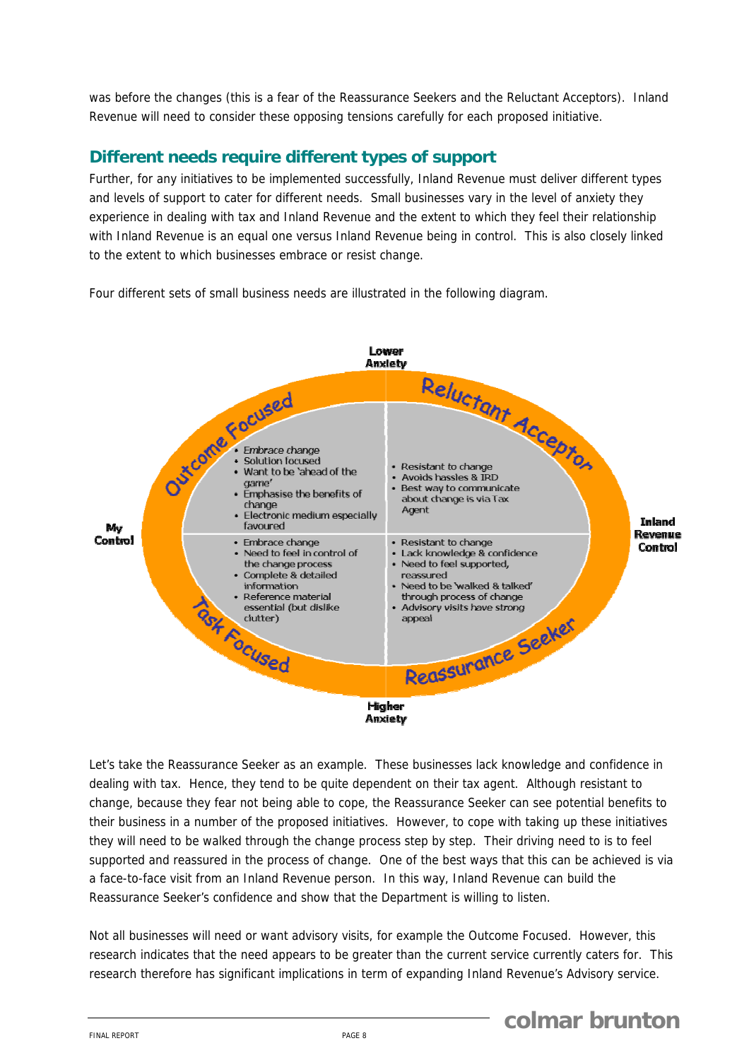was before the changes (this is a fear of the Reassurance Seekers and the Reluctant Acceptors). Inland Revenue will need to consider these opposing tensions carefully for each proposed initiative.

## Different needs require different types of support

Further, for any initiatives to be implemented successfully, Inland Revenue must deliver different types and levels of support to cater for different needs. Small businesses vary in the level of anxiety they experience in dealing with tax and Inland Revenue and the extent to which they feel their relationship with Inland Revenue is an equal one versus Inland Revenue being in control. This is also closely linked to the extent to which businesses embrace or resist change.

Four different sets of small business needs are illustrated in the following diagram.

Lower Anxiety

My Control | Inland Revenue Control

Higher Anxiety

**Outcome Focused**
- Embrace change
- Solution focused
- Want to be 'ahead of the game'
- Emphasise the benefits of change
- Electronic medium especially favoured

**Reluctant Acceptor**
- Resistant to change
- Avoids hassles & IRD
- Best way to communicate about change is via Tax Agent

**Task Focused**
- Embrace change
- Need to feel in control of the change process
- Complete & detailed information
- Reference material essential (but dislike clutter)

**Reassurance Seeker**
- Resistant to change
- Lack knowledge & confidence
- Need to feel supported, reassured
- Need to be 'walked & talked' through process of change
- Advisory visits have strong appeal

Let's take the Reassurance Seeker as an example. These businesses lack knowledge and confidence in dealing with tax. Hence, they tend to be quite dependent on their tax agent. Although resistant to change, because they fear not being able to cope, the Reassurance Seeker can see potential benefits to their business in a number of the proposed initiatives. However, to cope with taking up these initiatives they will need to be walked through the change process step by step. Their driving need to is to feel supported and reassured in the process of change. One of the best ways that this can be achieved is via a face-to-face visit from an Inland Revenue person. In this way, Inland Revenue can build the Reassurance Seeker's confidence and show that the Department is willing to listen.

Not all businesses will need or want advisory visits, for example the Outcome Focused. However, this research indicates that the need appears to be greater than the current service currently caters for. This research therefore has significant implications in term of expanding Inland Revenue's Advisory service.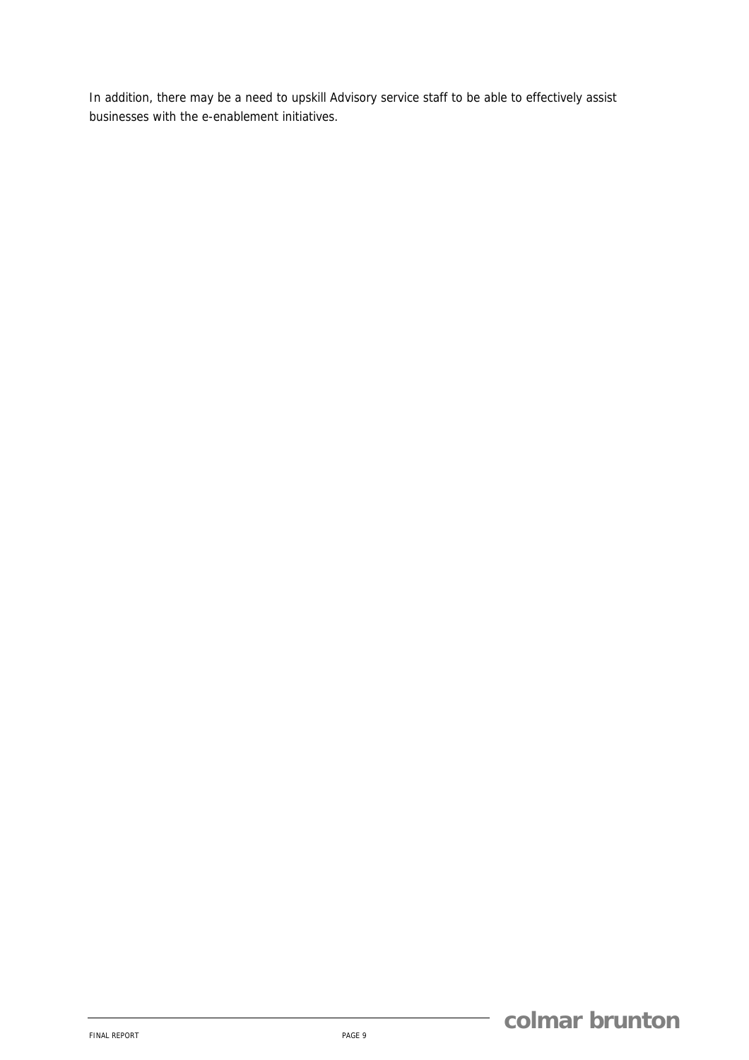In addition, there may be a need to upskill Advisory service staff to be able to effectively assist businesses with the e-enablement initiatives.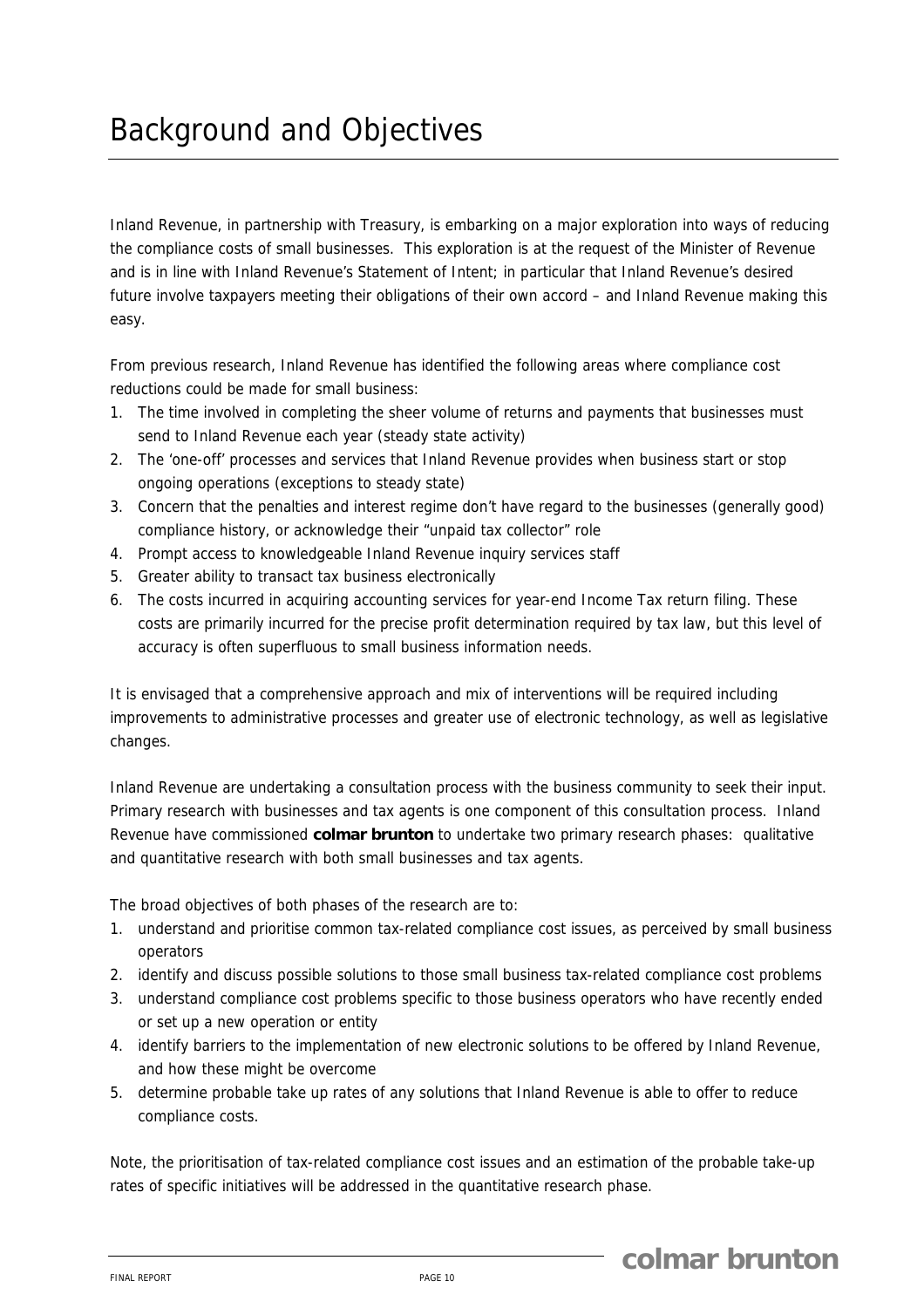# Background and Objectives

Inland Revenue, in partnership with Treasury, is embarking on a major exploration into ways of reducing the compliance costs of small businesses. This exploration is at the request of the Minister of Revenue and is in line with Inland Revenue's Statement of Intent; in particular that Inland Revenue's desired future involve taxpayers meeting their obligations of their own accord – and Inland Revenue making this easy.

From previous research, Inland Revenue has identified the following areas where compliance cost reductions could be made for small business:

1. The time involved in completing the sheer volume of returns and payments that businesses must send to Inland Revenue each year (steady state activity)
2. The 'one-off' processes and services that Inland Revenue provides when business start or stop ongoing operations (exceptions to steady state)
3. Concern that the penalties and interest regime don't have regard to the businesses (generally good) compliance history, or acknowledge their "unpaid tax collector" role
4. Prompt access to knowledgeable Inland Revenue inquiry services staff
5. Greater ability to transact tax business electronically
6. The costs incurred in acquiring accounting services for year-end Income Tax return filing. These costs are primarily incurred for the precise profit determination required by tax law, but this level of accuracy is often superfluous to small business information needs.

It is envisaged that a comprehensive approach and mix of interventions will be required including improvements to administrative processes and greater use of electronic technology, as well as legislative changes.

Inland Revenue are undertaking a consultation process with the business community to seek their input. Primary research with businesses and tax agents is one component of this consultation process. Inland Revenue have commissioned **colmar brunton** to undertake two primary research phases: qualitative and quantitative research with both small businesses and tax agents.

The broad objectives of both phases of the research are to:

1. understand and prioritise common tax-related compliance cost issues, as perceived by small business operators
2. identify and discuss possible solutions to those small business tax-related compliance cost problems
3. understand compliance cost problems specific to those business operators who have recently ended or set up a new operation or entity
4. identify barriers to the implementation of new electronic solutions to be offered by Inland Revenue, and how these might be overcome
5. determine probable take up rates of any solutions that Inland Revenue is able to offer to reduce compliance costs.

Note, the prioritisation of tax-related compliance cost issues and an estimation of the probable take-up rates of specific initiatives will be addressed in the quantitative research phase.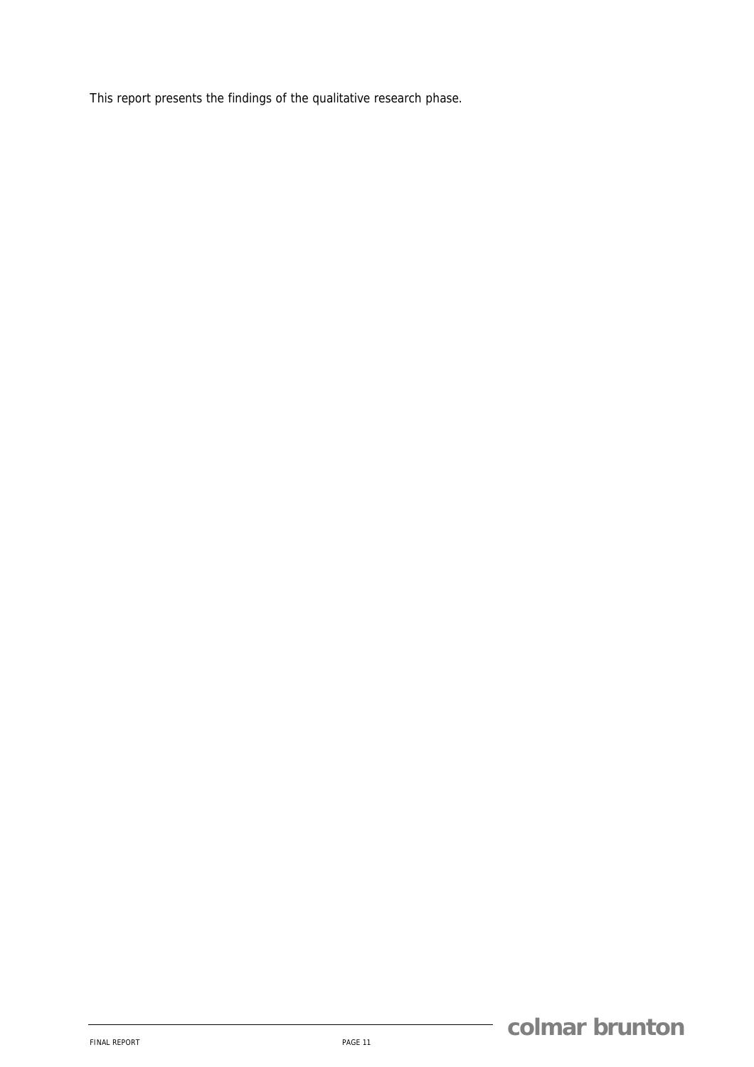This report presents the findings of the qualitative research phase.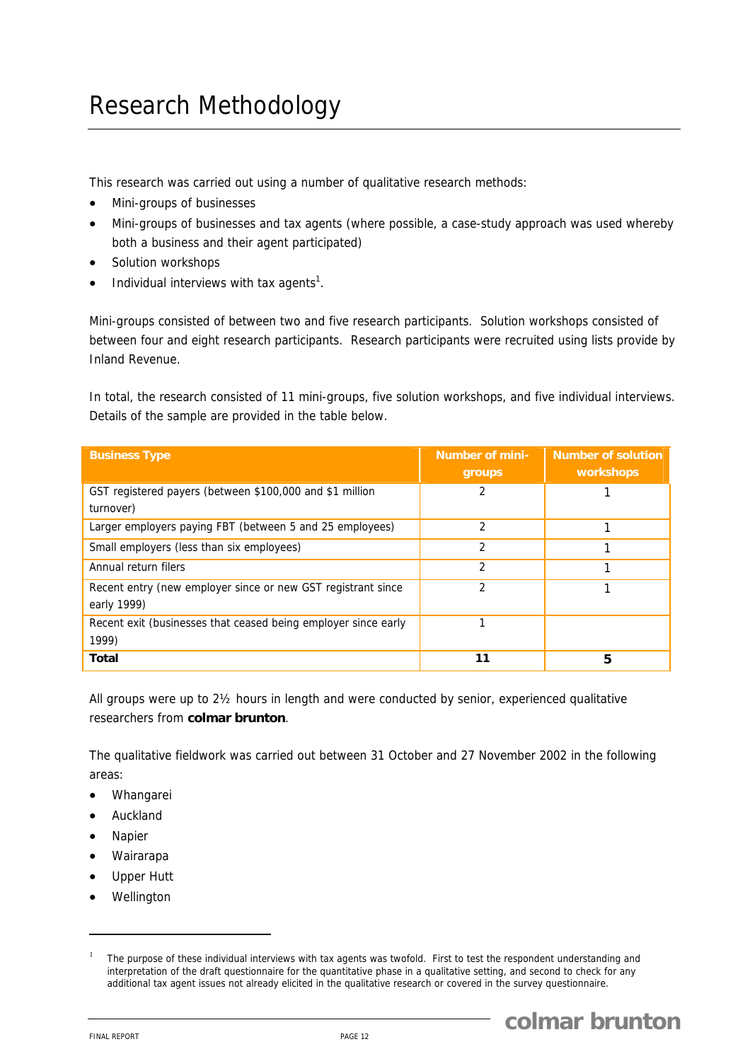# Research Methodology

This research was carried out using a number of qualitative research methods:

- Mini-groups of businesses
- Mini-groups of businesses and tax agents (where possible, a case-study approach was used whereby both a business and their agent participated)
- Solution workshops
- Individual interviews with tax agents[1].

Mini-groups consisted of between two and five research participants. Solution workshops consisted of between four and eight research participants. Research participants were recruited using lists provide by Inland Revenue.

In total, the research consisted of 11 mini-groups, five solution workshops, and five individual interviews. Details of the sample are provided in the table below.

| Business Type | Number of mini-groups | Number of solution workshops |
|---|---|---|
| GST registered payers (between $100,000 and $1 million turnover) | 2 | 1 |
| Larger employers paying FBT (between 5 and 25 employees) | 2 | 1 |
| Small employers (less than six employees) | 2 | 1 |
| Annual return filers | 2 | 1 |
| Recent entry (new employer since or new GST registrant since early 1999) | 2 | 1 |
| Recent exit (businesses that ceased being employer since early 1999) | 1 | |
| **Total** | **11** | **5** |

All groups were up to 2½ hours in length and were conducted by senior, experienced qualitative researchers from **colmar brunton**.

The qualitative fieldwork was carried out between 31 October and 27 November 2002 in the following areas:

- Whangarei
- Auckland
- Napier
- Wairarapa
- Upper Hutt
- Wellington

[1] The purpose of these individual interviews with tax agents was twofold. First to test the respondent understanding and interpretation of the draft questionnaire for the quantitative phase in a qualitative setting, and second to check for any additional tax agent issues not already elicited in the qualitative research or covered in the survey questionnaire.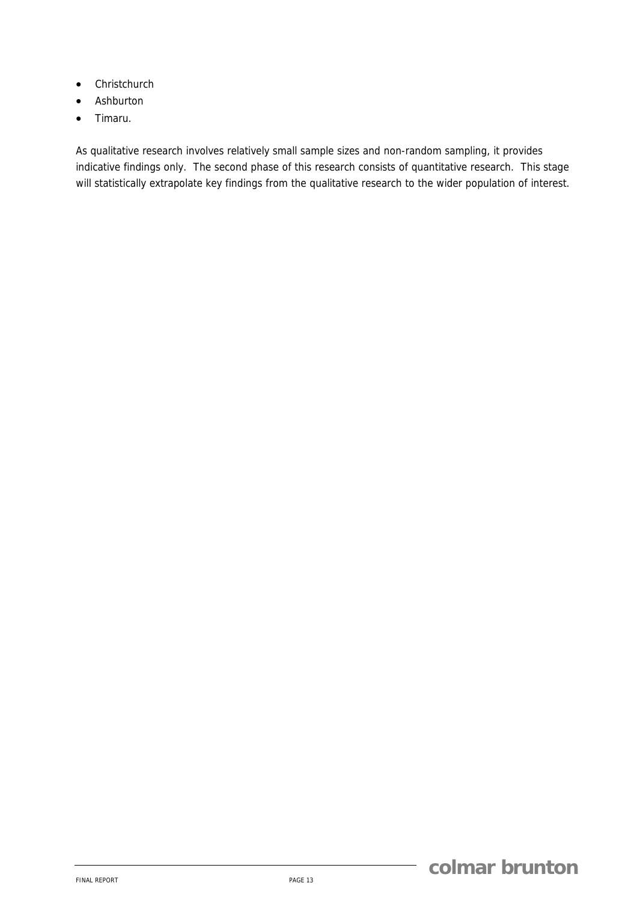- Christchurch
- Ashburton
- Timaru.

As qualitative research involves relatively small sample sizes and non-random sampling, it provides indicative findings only. The second phase of this research consists of quantitative research. This stage will statistically extrapolate key findings from the qualitative research to the wider population of interest.